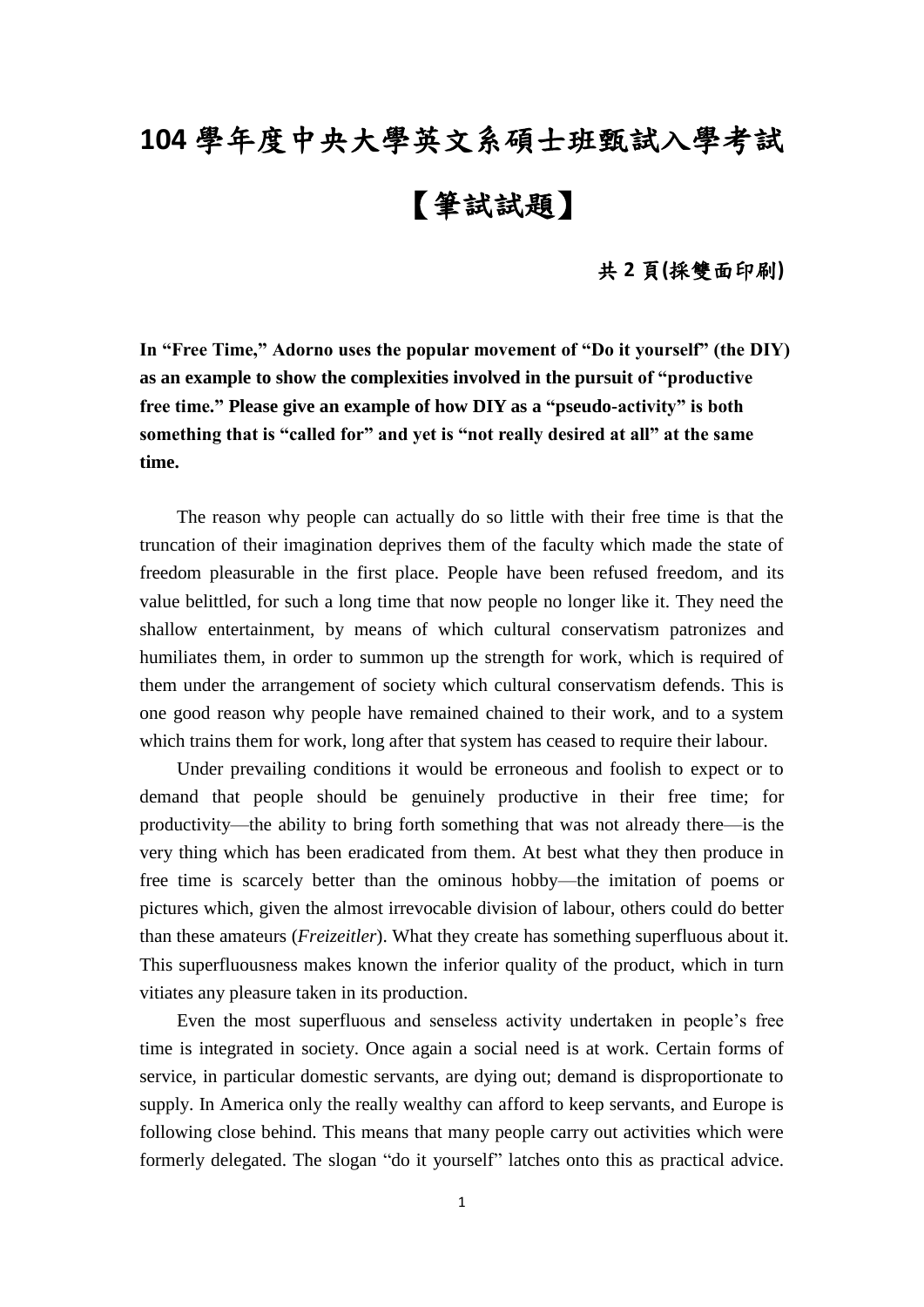# 104 學年度中央大學英文系碩士班甄試入學考試

# 【筆試試題】

**共 2 頁(採雙面印刷)**

**In "Free Time," Adorno uses the popular movement of "Do it yourself" (the DIY) as an example to show the complexities involved in the pursuit of "productive free time." Please give an example of how DIY as a "pseudo-activity" is both something that is "called for" and yet is "not really desired at all" at the same time.**

The reason why people can actually do so little with their free time is that the truncation of their imagination deprives them of the faculty which made the state of freedom pleasurable in the first place. People have been refused freedom, and its value belittled, for such a long time that now people no longer like it. They need the shallow entertainment, by means of which cultural conservatism patronizes and humiliates them, in order to summon up the strength for work, which is required of them under the arrangement of society which cultural conservatism defends. This is one good reason why people have remained chained to their work, and to a system which trains them for work, long after that system has ceased to require their labour.

Under prevailing conditions it would be erroneous and foolish to expect or to demand that people should be genuinely productive in their free time; for productivity—the ability to bring forth something that was not already there—is the very thing which has been eradicated from them. At best what they then produce in free time is scarcely better than the ominous hobby—the imitation of poems or pictures which, given the almost irrevocable division of labour, others could do better than these amateurs (*Freizeitler*). What they create has something superfluous about it. This superfluousness makes known the inferior quality of the product, which in turn vitiates any pleasure taken in its production.

Even the most superfluous and senseless activity undertaken in people's free time is integrated in society. Once again a social need is at work. Certain forms of service, in particular domestic servants, are dying out; demand is disproportionate to supply. In America only the really wealthy can afford to keep servants, and Europe is following close behind. This means that many people carry out activities which were formerly delegated. The slogan "do it yourself" latches onto this as practical advice.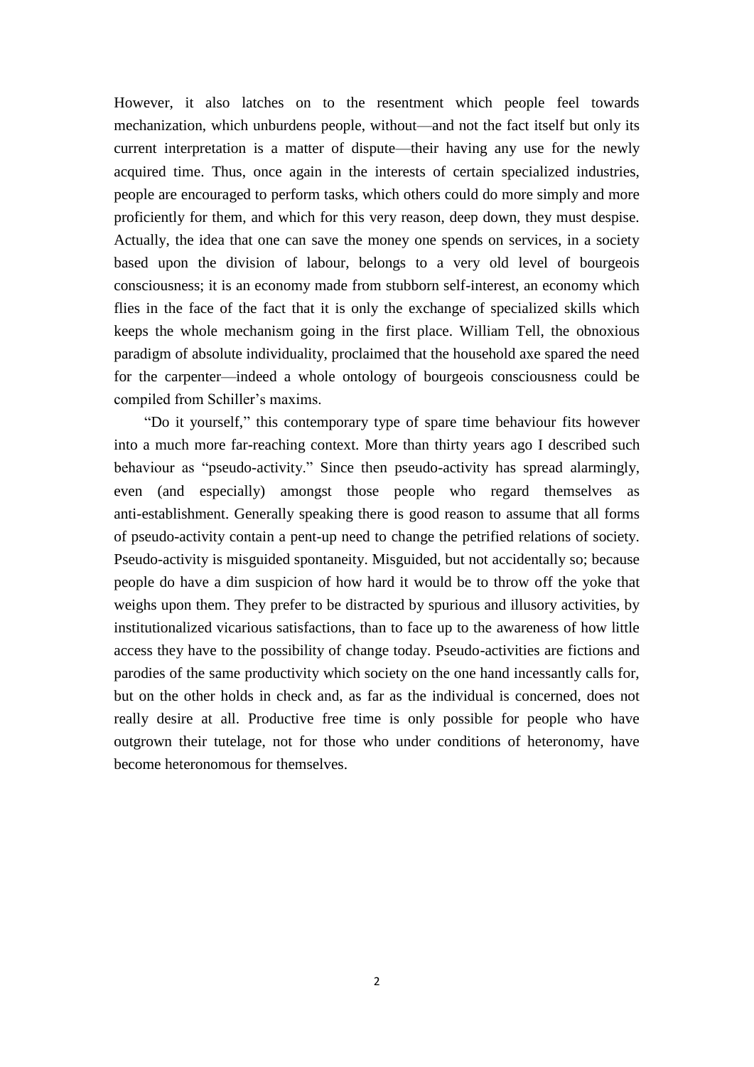However, it also latches on to the resentment which people feel towards mechanization, which unburdens people, without—and not the fact itself but only its current interpretation is a matter of dispute—their having any use for the newly acquired time. Thus, once again in the interests of certain specialized industries, people are encouraged to perform tasks, which others could do more simply and more proficiently for them, and which for this very reason, deep down, they must despise. Actually, the idea that one can save the money one spends on services, in a society based upon the division of labour, belongs to a very old level of bourgeois consciousness; it is an economy made from stubborn self-interest, an economy which flies in the face of the fact that it is only the exchange of specialized skills which keeps the whole mechanism going in the first place. William Tell, the obnoxious paradigm of absolute individuality, proclaimed that the household axe spared the need for the carpenter—indeed a whole ontology of bourgeois consciousness could be compiled from Schiller's maxims.

"Do it yourself," this contemporary type of spare time behaviour fits however into a much more far-reaching context. More than thirty years ago I described such behaviour as "pseudo-activity." Since then pseudo-activity has spread alarmingly, even (and especially) amongst those people who regard themselves as anti-establishment. Generally speaking there is good reason to assume that all forms of pseudo-activity contain a pent-up need to change the petrified relations of society. Pseudo-activity is misguided spontaneity. Misguided, but not accidentally so; because people do have a dim suspicion of how hard it would be to throw off the yoke that weighs upon them. They prefer to be distracted by spurious and illusory activities, by institutionalized vicarious satisfactions, than to face up to the awareness of how little access they have to the possibility of change today. Pseudo-activities are fictions and parodies of the same productivity which society on the one hand incessantly calls for, but on the other holds in check and, as far as the individual is concerned, does not really desire at all. Productive free time is only possible for people who have outgrown their tutelage, not for those who under conditions of heteronomy, have become heteronomous for themselves.